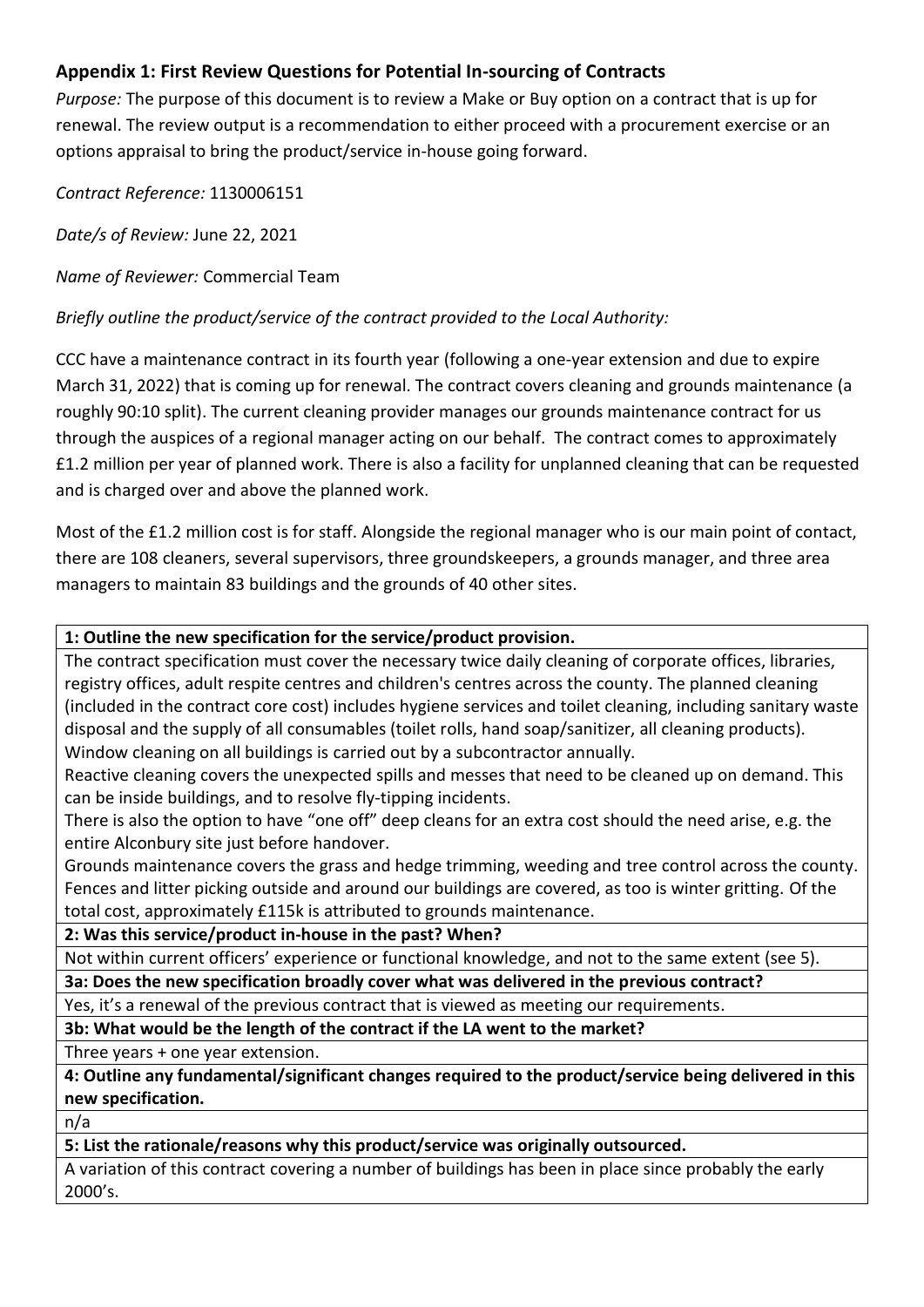## Appendix 1: First Review Questions for Potential In-sourcing of Contracts

*Purpose:* The purpose of this document is to review a Make or Buy option on a contract that is up for renewal. The review output is a recommendation to either proceed with a procurement exercise or an options appraisal to bring the product/service in-house going forward.

*Contract Reference:* 1130006151

*Date/s of Review:* June 22, 2021

*Name of Reviewer:* Commercial Team

*Briefly outline the product/service of the contract provided to the Local Authority:*

CCC have a maintenance contract in its fourth year (following a one-year extension and due to expire March 31, 2022) that is coming up for renewal. The contract covers cleaning and grounds maintenance (a roughly 90:10 split). The current cleaning provider manages our grounds maintenance contract for us through the auspices of a regional manager acting on our behalf. The contract comes to approximately £1.2 million per year of planned work. There is also a facility for unplanned cleaning that can be requested and is charged over and above the planned work.

Most of the £1.2 million cost is for staff. Alongside the regional manager who is our main point of contact, there are 108 cleaners, several supervisors, three groundskeepers, a grounds manager, and three area managers to maintain 83 buildings and the grounds of 40 other sites.

| **1: Outline the new specification for the service/product provision.** |
|---|
| The contract specification must cover the necessary twice daily cleaning of corporate offices, libraries, registry offices, adult respite centres and children's centres across the county. The planned cleaning (included in the contract core cost) includes hygiene services and toilet cleaning, including sanitary waste disposal and the supply of all consumables (toilet rolls, hand soap/sanitizer, all cleaning products). Window cleaning on all buildings is carried out by a subcontractor annually.<br>Reactive cleaning covers the unexpected spills and messes that need to be cleaned up on demand. This can be inside buildings, and to resolve fly-tipping incidents.<br>There is also the option to have "one off" deep cleans for an extra cost should the need arise, e.g. the entire Alconbury site just before handover.<br>Grounds maintenance covers the grass and hedge trimming, weeding and tree control across the county. Fences and litter picking outside and around our buildings are covered, as too is winter gritting. Of the total cost, approximately £115k is attributed to grounds maintenance. |
| **2: Was this service/product in-house in the past? When?** |
| Not within current officers' experience or functional knowledge, and not to the same extent (see 5). |
| **3a: Does the new specification broadly cover what was delivered in the previous contract?** |
| Yes, it's a renewal of the previous contract that is viewed as meeting our requirements. |
| **3b: What would be the length of the contract if the LA went to the market?** |
| Three years + one year extension. |
| **4: Outline any fundamental/significant changes required to the product/service being delivered in this new specification.** |
| n/a |
| **5: List the rationale/reasons why this product/service was originally outsourced.** |
| A variation of this contract covering a number of buildings has been in place since probably the early 2000's. |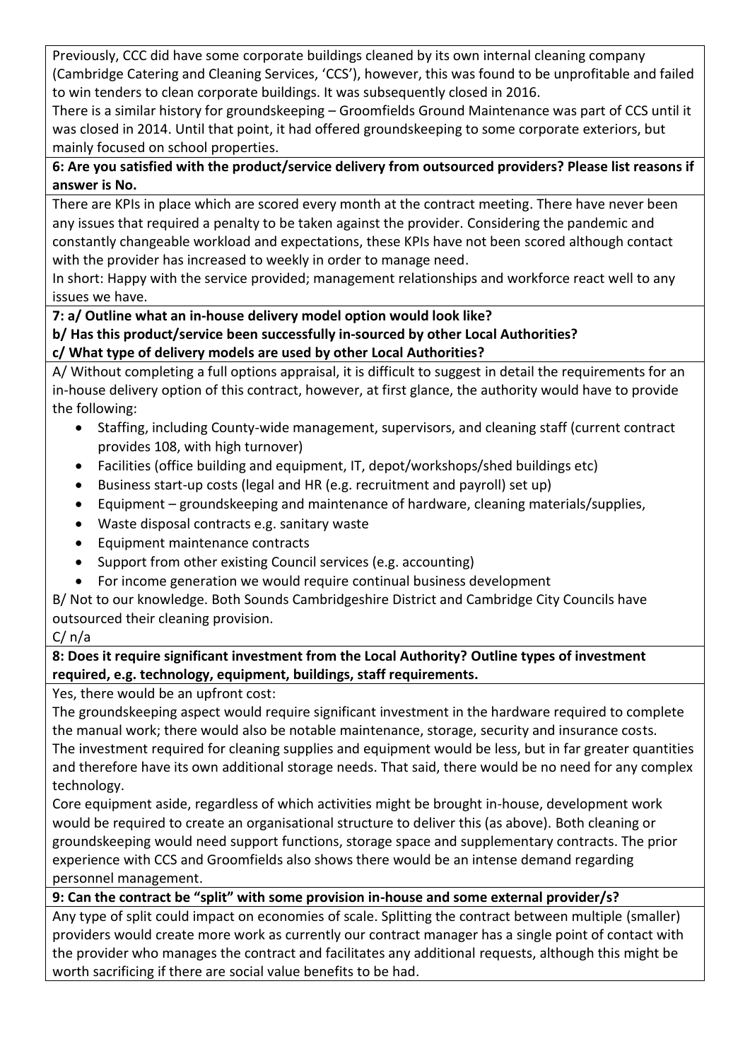Previously, CCC did have some corporate buildings cleaned by its own internal cleaning company (Cambridge Catering and Cleaning Services, 'CCS'), however, this was found to be unprofitable and failed to win tenders to clean corporate buildings. It was subsequently closed in 2016.

There is a similar history for groundskeeping – Groomfields Ground Maintenance was part of CCS until it was closed in 2014. Until that point, it had offered groundskeeping to some corporate exteriors, but mainly focused on school properties.

**6: Are you satisfied with the product/service delivery from outsourced providers? Please list reasons if answer is No.**

There are KPIs in place which are scored every month at the contract meeting. There have never been any issues that required a penalty to be taken against the provider. Considering the pandemic and constantly changeable workload and expectations, these KPIs have not been scored although contact with the provider has increased to weekly in order to manage need.

In short: Happy with the service provided; management relationships and workforce react well to any issues we have.

**7: a/ Outline what an in-house delivery model option would look like?**
**b/ Has this product/service been successfully in-sourced by other Local Authorities?**
**c/ What type of delivery models are used by other Local Authorities?**

A/ Without completing a full options appraisal, it is difficult to suggest in detail the requirements for an in-house delivery option of this contract, however, at first glance, the authority would have to provide the following:

- Staffing, including County-wide management, supervisors, and cleaning staff (current contract provides 108, with high turnover)
- Facilities (office building and equipment, IT, depot/workshops/shed buildings etc)
- Business start-up costs (legal and HR (e.g. recruitment and payroll) set up)
- Equipment – groundskeeping and maintenance of hardware, cleaning materials/supplies,
- Waste disposal contracts e.g. sanitary waste
- Equipment maintenance contracts
- Support from other existing Council services (e.g. accounting)
- For income generation we would require continual business development

B/ Not to our knowledge. Both Sounds Cambridgeshire District and Cambridge City Councils have outsourced their cleaning provision.

C/ n/a

**8: Does it require significant investment from the Local Authority? Outline types of investment required, e.g. technology, equipment, buildings, staff requirements.**

Yes, there would be an upfront cost:

The groundskeeping aspect would require significant investment in the hardware required to complete the manual work; there would also be notable maintenance, storage, security and insurance costs.

The investment required for cleaning supplies and equipment would be less, but in far greater quantities and therefore have its own additional storage needs. That said, there would be no need for any complex technology.

Core equipment aside, regardless of which activities might be brought in-house, development work would be required to create an organisational structure to deliver this (as above). Both cleaning or groundskeeping would need support functions, storage space and supplementary contracts. The prior experience with CCS and Groomfields also shows there would be an intense demand regarding personnel management.

**9: Can the contract be "split" with some provision in-house and some external provider/s?**

Any type of split could impact on economies of scale. Splitting the contract between multiple (smaller) providers would create more work as currently our contract manager has a single point of contact with the provider who manages the contract and facilitates any additional requests, although this might be worth sacrificing if there are social value benefits to be had.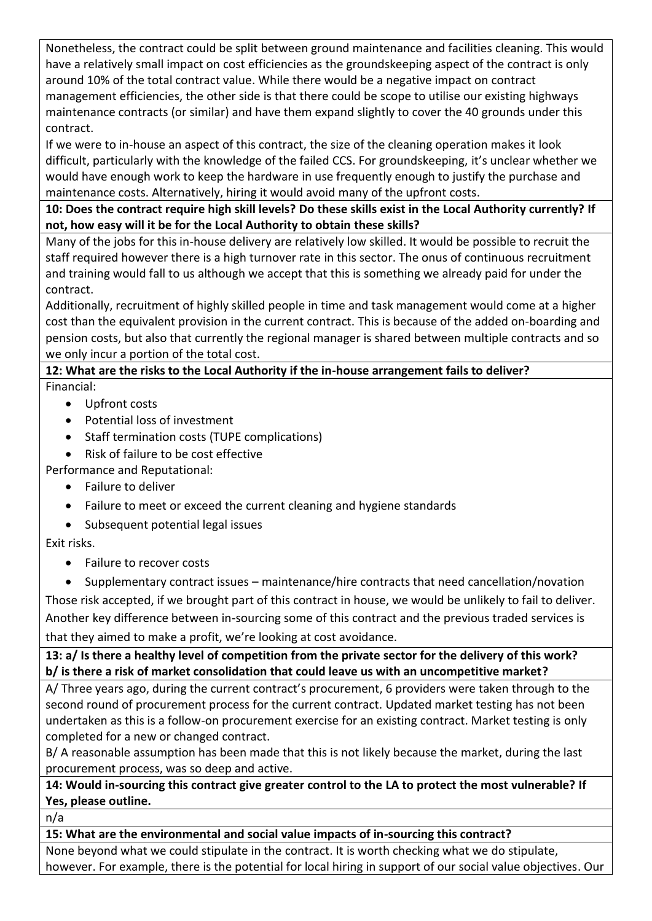Nonetheless, the contract could be split between ground maintenance and facilities cleaning. This would have a relatively small impact on cost efficiencies as the groundskeeping aspect of the contract is only around 10% of the total contract value. While there would be a negative impact on contract management efficiencies, the other side is that there could be scope to utilise our existing highways maintenance contracts (or similar) and have them expand slightly to cover the 40 grounds under this contract.

If we were to in-house an aspect of this contract, the size of the cleaning operation makes it look difficult, particularly with the knowledge of the failed CCS. For groundskeeping, it's unclear whether we would have enough work to keep the hardware in use frequently enough to justify the purchase and maintenance costs. Alternatively, hiring it would avoid many of the upfront costs.

**10: Does the contract require high skill levels? Do these skills exist in the Local Authority currently? If not, how easy will it be for the Local Authority to obtain these skills?**

Many of the jobs for this in-house delivery are relatively low skilled. It would be possible to recruit the staff required however there is a high turnover rate in this sector. The onus of continuous recruitment and training would fall to us although we accept that this is something we already paid for under the contract.

Additionally, recruitment of highly skilled people in time and task management would come at a higher cost than the equivalent provision in the current contract. This is because of the added on-boarding and pension costs, but also that currently the regional manager is shared between multiple contracts and so we only incur a portion of the total cost.

**12: What are the risks to the Local Authority if the in-house arrangement fails to deliver?**

Financial:

- Upfront costs
- Potential loss of investment
- Staff termination costs (TUPE complications)
- Risk of failure to be cost effective

Performance and Reputational:

- Failure to deliver
- Failure to meet or exceed the current cleaning and hygiene standards
- Subsequent potential legal issues

Exit risks.

- Failure to recover costs
- Supplementary contract issues – maintenance/hire contracts that need cancellation/novation

Those risk accepted, if we brought part of this contract in house, we would be unlikely to fail to deliver. Another key difference between in-sourcing some of this contract and the previous traded services is that they aimed to make a profit, we're looking at cost avoidance.

**13: a/ Is there a healthy level of competition from the private sector for the delivery of this work? b/ is there a risk of market consolidation that could leave us with an uncompetitive market?**

A/ Three years ago, during the current contract's procurement, 6 providers were taken through to the second round of procurement process for the current contract. Updated market testing has not been undertaken as this is a follow-on procurement exercise for an existing contract. Market testing is only completed for a new or changed contract.

B/ A reasonable assumption has been made that this is not likely because the market, during the last procurement process, was so deep and active.

**14: Would in-sourcing this contract give greater control to the LA to protect the most vulnerable? If Yes, please outline.**

n/a

**15: What are the environmental and social value impacts of in-sourcing this contract?**

None beyond what we could stipulate in the contract. It is worth checking what we do stipulate, however. For example, there is the potential for local hiring in support of our social value objectives. Our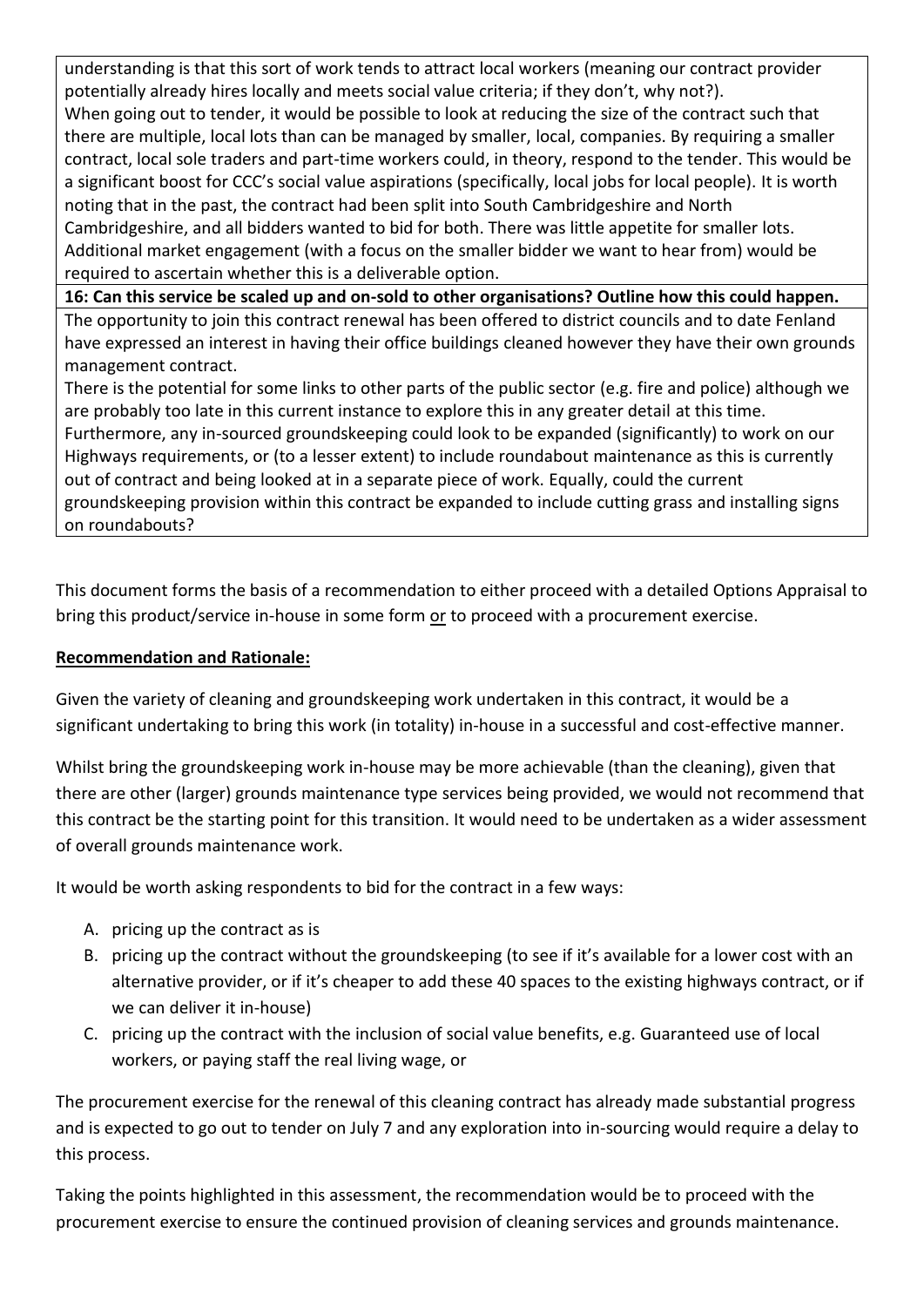understanding is that this sort of work tends to attract local workers (meaning our contract provider potentially already hires locally and meets social value criteria; if they don't, why not?).
When going out to tender, it would be possible to look at reducing the size of the contract such that there are multiple, local lots than can be managed by smaller, local, companies. By requiring a smaller contract, local sole traders and part-time workers could, in theory, respond to the tender. This would be a significant boost for CCC's social value aspirations (specifically, local jobs for local people). It is worth noting that in the past, the contract had been split into South Cambridgeshire and North Cambridgeshire, and all bidders wanted to bid for both. There was little appetite for smaller lots. Additional market engagement (with a focus on the smaller bidder we want to hear from) would be required to ascertain whether this is a deliverable option.

**16: Can this service be scaled up and on-sold to other organisations? Outline how this could happen.**

The opportunity to join this contract renewal has been offered to district councils and to date Fenland have expressed an interest in having their office buildings cleaned however they have their own grounds management contract.
There is the potential for some links to other parts of the public sector (e.g. fire and police) although we are probably too late in this current instance to explore this in any greater detail at this time.
Furthermore, any in-sourced groundskeeping could look to be expanded (significantly) to work on our Highways requirements, or (to a lesser extent) to include roundabout maintenance as this is currently out of contract and being looked at in a separate piece of work. Equally, could the current groundskeeping provision within this contract be expanded to include cutting grass and installing signs on roundabouts?

This document forms the basis of a recommendation to either proceed with a detailed Options Appraisal to bring this product/service in-house in some form <u>or</u> to proceed with a procurement exercise.

**<u>Recommendation and Rationale:</u>**

Given the variety of cleaning and groundskeeping work undertaken in this contract, it would be a significant undertaking to bring this work (in totality) in-house in a successful and cost-effective manner.

Whilst bring the groundskeeping work in-house may be more achievable (than the cleaning), given that there are other (larger) grounds maintenance type services being provided, we would not recommend that this contract be the starting point for this transition. It would need to be undertaken as a wider assessment of overall grounds maintenance work.

It would be worth asking respondents to bid for the contract in a few ways:

A. pricing up the contract as is
B. pricing up the contract without the groundskeeping (to see if it's available for a lower cost with an alternative provider, or if it's cheaper to add these 40 spaces to the existing highways contract, or if we can deliver it in-house)
C. pricing up the contract with the inclusion of social value benefits, e.g. Guaranteed use of local workers, or paying staff the real living wage, or

The procurement exercise for the renewal of this cleaning contract has already made substantial progress and is expected to go out to tender on July 7 and any exploration into in-sourcing would require a delay to this process.

Taking the points highlighted in this assessment, the recommendation would be to proceed with the procurement exercise to ensure the continued provision of cleaning services and grounds maintenance.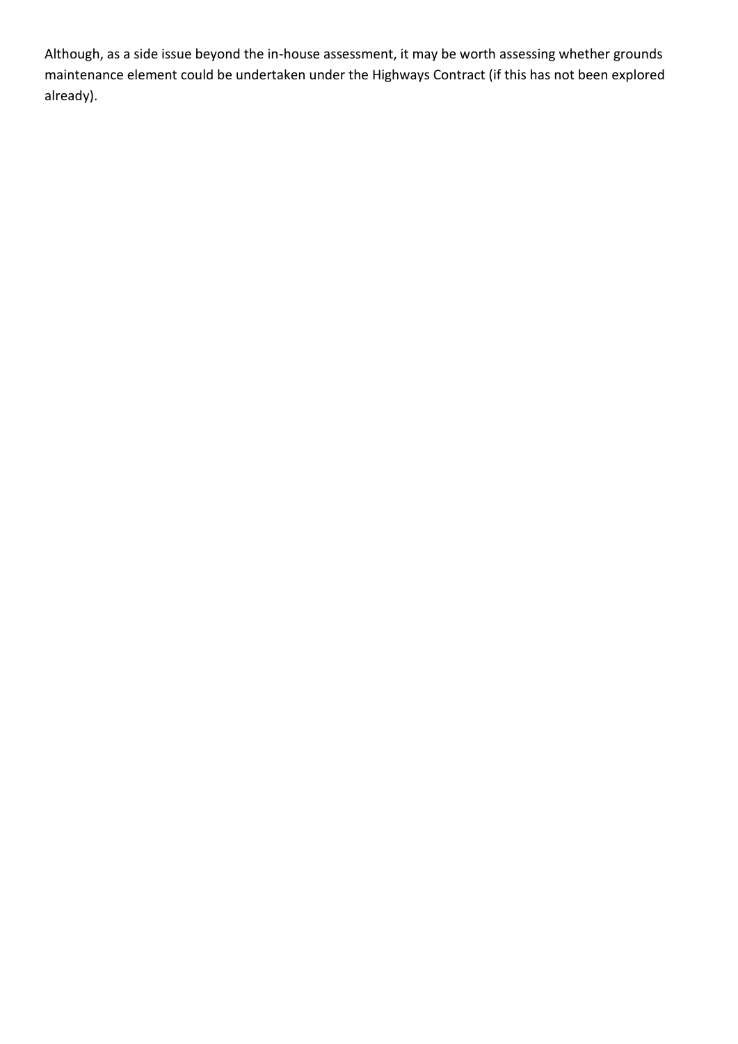Although, as a side issue beyond the in-house assessment, it may be worth assessing whether grounds maintenance element could be undertaken under the Highways Contract (if this has not been explored already).